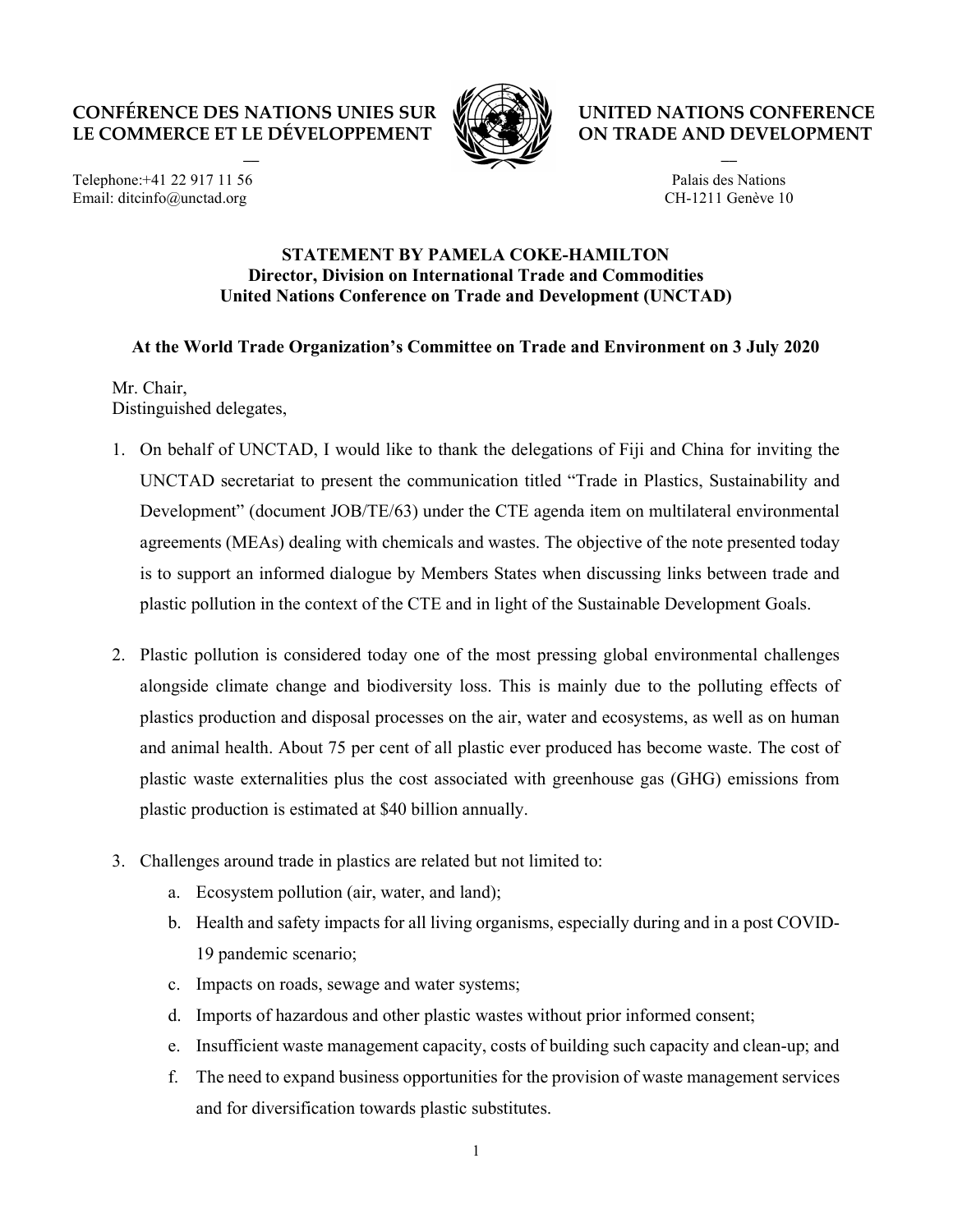CONFÉRENCE DES NATIONS UNIES SUR LE COMMERCE ET LE DÉVELOPPEMENT

—

UNITED NATIONS CONFERENCE ON TRADE AND DEVELOPMENT

—

Telephone:+41 22 917 11 56
Email: ditcinfo@unctad.org

Palais des Nations
CH-1211 Genève 10

**STATEMENT BY PAMELA COKE-HAMILTON**
**Director, Division on International Trade and Commodities**
**United Nations Conference on Trade and Development (UNCTAD)**

**At the World Trade Organization's Committee on Trade and Environment on 3 July 2020**

Mr. Chair,
Distinguished delegates,

1. On behalf of UNCTAD, I would like to thank the delegations of Fiji and China for inviting the UNCTAD secretariat to present the communication titled "Trade in Plastics, Sustainability and Development" (document JOB/TE/63) under the CTE agenda item on multilateral environmental agreements (MEAs) dealing with chemicals and wastes. The objective of the note presented today is to support an informed dialogue by Members States when discussing links between trade and plastic pollution in the context of the CTE and in light of the Sustainable Development Goals.

2. Plastic pollution is considered today one of the most pressing global environmental challenges alongside climate change and biodiversity loss. This is mainly due to the polluting effects of plastics production and disposal processes on the air, water and ecosystems, as well as on human and animal health. About 75 per cent of all plastic ever produced has become waste. The cost of plastic waste externalities plus the cost associated with greenhouse gas (GHG) emissions from plastic production is estimated at $40 billion annually.

3. Challenges around trade in plastics are related but not limited to:
   a. Ecosystem pollution (air, water, and land);
   b. Health and safety impacts for all living organisms, especially during and in a post COVID-19 pandemic scenario;
   c. Impacts on roads, sewage and water systems;
   d. Imports of hazardous and other plastic wastes without prior informed consent;
   e. Insufficient waste management capacity, costs of building such capacity and clean-up; and
   f. The need to expand business opportunities for the provision of waste management services and for diversification towards plastic substitutes.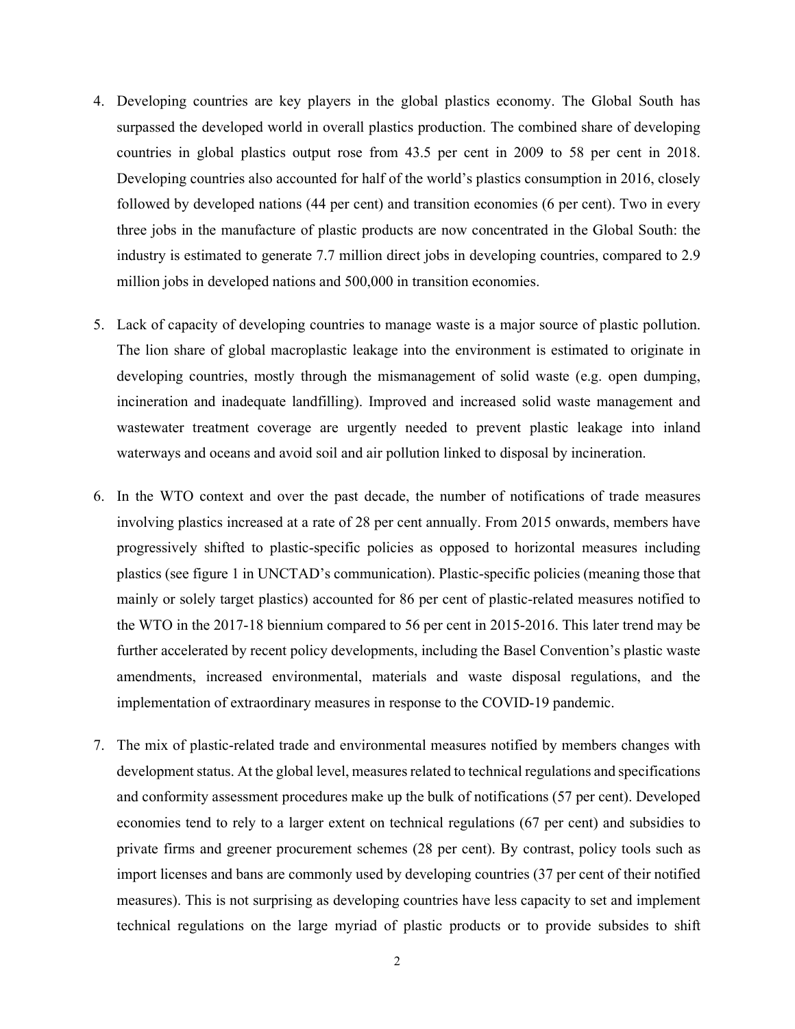4. Developing countries are key players in the global plastics economy. The Global South has surpassed the developed world in overall plastics production. The combined share of developing countries in global plastics output rose from 43.5 per cent in 2009 to 58 per cent in 2018. Developing countries also accounted for half of the world's plastics consumption in 2016, closely followed by developed nations (44 per cent) and transition economies (6 per cent). Two in every three jobs in the manufacture of plastic products are now concentrated in the Global South: the industry is estimated to generate 7.7 million direct jobs in developing countries, compared to 2.9 million jobs in developed nations and 500,000 in transition economies.

5. Lack of capacity of developing countries to manage waste is a major source of plastic pollution. The lion share of global macroplastic leakage into the environment is estimated to originate in developing countries, mostly through the mismanagement of solid waste (e.g. open dumping, incineration and inadequate landfilling). Improved and increased solid waste management and wastewater treatment coverage are urgently needed to prevent plastic leakage into inland waterways and oceans and avoid soil and air pollution linked to disposal by incineration.

6. In the WTO context and over the past decade, the number of notifications of trade measures involving plastics increased at a rate of 28 per cent annually. From 2015 onwards, members have progressively shifted to plastic-specific policies as opposed to horizontal measures including plastics (see figure 1 in UNCTAD's communication). Plastic-specific policies (meaning those that mainly or solely target plastics) accounted for 86 per cent of plastic-related measures notified to the WTO in the 2017-18 biennium compared to 56 per cent in 2015-2016. This later trend may be further accelerated by recent policy developments, including the Basel Convention's plastic waste amendments, increased environmental, materials and waste disposal regulations, and the implementation of extraordinary measures in response to the COVID-19 pandemic.

7. The mix of plastic-related trade and environmental measures notified by members changes with development status. At the global level, measures related to technical regulations and specifications and conformity assessment procedures make up the bulk of notifications (57 per cent). Developed economies tend to rely to a larger extent on technical regulations (67 per cent) and subsidies to private firms and greener procurement schemes (28 per cent). By contrast, policy tools such as import licenses and bans are commonly used by developing countries (37 per cent of their notified measures). This is not surprising as developing countries have less capacity to set and implement technical regulations on the large myriad of plastic products or to provide subsides to shift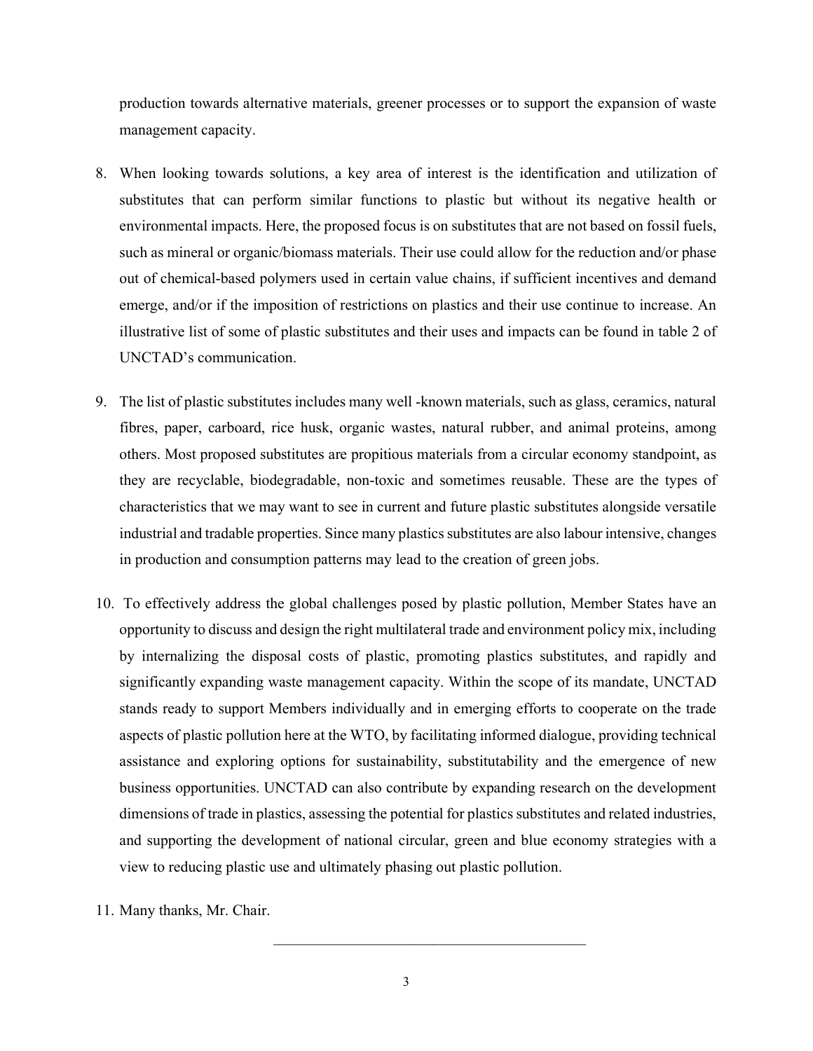production towards alternative materials, greener processes or to support the expansion of waste management capacity.

8. When looking towards solutions, a key area of interest is the identification and utilization of substitutes that can perform similar functions to plastic but without its negative health or environmental impacts. Here, the proposed focus is on substitutes that are not based on fossil fuels, such as mineral or organic/biomass materials. Their use could allow for the reduction and/or phase out of chemical-based polymers used in certain value chains, if sufficient incentives and demand emerge, and/or if the imposition of restrictions on plastics and their use continue to increase. An illustrative list of some of plastic substitutes and their uses and impacts can be found in table 2 of UNCTAD's communication.

9. The list of plastic substitutes includes many well -known materials, such as glass, ceramics, natural fibres, paper, carboard, rice husk, organic wastes, natural rubber, and animal proteins, among others. Most proposed substitutes are propitious materials from a circular economy standpoint, as they are recyclable, biodegradable, non-toxic and sometimes reusable. These are the types of characteristics that we may want to see in current and future plastic substitutes alongside versatile industrial and tradable properties. Since many plastics substitutes are also labour intensive, changes in production and consumption patterns may lead to the creation of green jobs.

10. To effectively address the global challenges posed by plastic pollution, Member States have an opportunity to discuss and design the right multilateral trade and environment policy mix, including by internalizing the disposal costs of plastic, promoting plastics substitutes, and rapidly and significantly expanding waste management capacity. Within the scope of its mandate, UNCTAD stands ready to support Members individually and in emerging efforts to cooperate on the trade aspects of plastic pollution here at the WTO, by facilitating informed dialogue, providing technical assistance and exploring options for sustainability, substitutability and the emergence of new business opportunities. UNCTAD can also contribute by expanding research on the development dimensions of trade in plastics, assessing the potential for plastics substitutes and related industries, and supporting the development of national circular, green and blue economy strategies with a view to reducing plastic use and ultimately phasing out plastic pollution.

11. Many thanks, Mr. Chair.

---